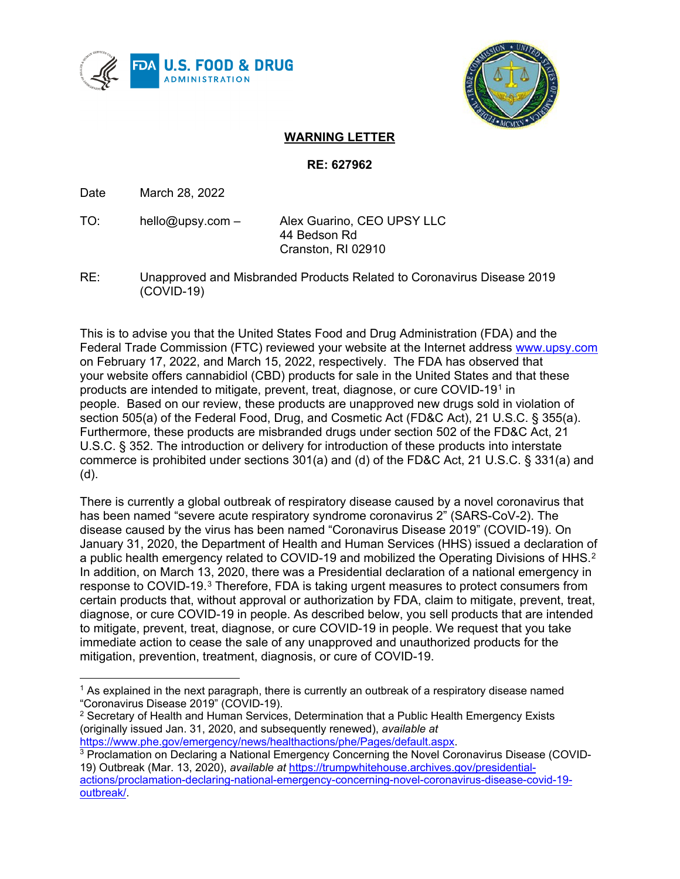**WARNING LETTER**

**RE: 627962**

Date March 28, 2022

TO: hello@upsy.com – Alex Guarino, CEO UPSY LLC
44 Bedson Rd
Cranston, RI 02910

RE: Unapproved and Misbranded Products Related to Coronavirus Disease 2019 (COVID-19)

This is to advise you that the United States Food and Drug Administration (FDA) and the Federal Trade Commission (FTC) reviewed your website at the Internet address www.upsy.com on February 17, 2022, and March 15, 2022, respectively. The FDA has observed that your website offers cannabidiol (CBD) products for sale in the United States and that these products are intended to mitigate, prevent, treat, diagnose, or cure COVID-19[1] in people. Based on our review, these products are unapproved new drugs sold in violation of section 505(a) of the Federal Food, Drug, and Cosmetic Act (FD&C Act), 21 U.S.C. § 355(a). Furthermore, these products are misbranded drugs under section 502 of the FD&C Act, 21 U.S.C. § 352. The introduction or delivery for introduction of these products into interstate commerce is prohibited under sections 301(a) and (d) of the FD&C Act, 21 U.S.C. § 331(a) and (d).

There is currently a global outbreak of respiratory disease caused by a novel coronavirus that has been named "severe acute respiratory syndrome coronavirus 2" (SARS-CoV-2). The disease caused by the virus has been named "Coronavirus Disease 2019" (COVID-19). On January 31, 2020, the Department of Health and Human Services (HHS) issued a declaration of a public health emergency related to COVID-19 and mobilized the Operating Divisions of HHS.[2] In addition, on March 13, 2020, there was a Presidential declaration of a national emergency in response to COVID-19.[3] Therefore, FDA is taking urgent measures to protect consumers from certain products that, without approval or authorization by FDA, claim to mitigate, prevent, treat, diagnose, or cure COVID-19 in people. As described below, you sell products that are intended to mitigate, prevent, treat, diagnose, or cure COVID-19 in people. We request that you take immediate action to cease the sale of any unapproved and unauthorized products for the mitigation, prevention, treatment, diagnosis, or cure of COVID-19.

---

[1] As explained in the next paragraph, there is currently an outbreak of a respiratory disease named "Coronavirus Disease 2019" (COVID-19).

[2] Secretary of Health and Human Services, Determination that a Public Health Emergency Exists (originally issued Jan. 31, 2020, and subsequently renewed), *available at* https://www.phe.gov/emergency/news/healthactions/phe/Pages/default.aspx.

[3] Proclamation on Declaring a National Emergency Concerning the Novel Coronavirus Disease (COVID-19) Outbreak (Mar. 13, 2020), *available at* https://trumpwhitehouse.archives.gov/presidential-actions/proclamation-declaring-national-emergency-concerning-novel-coronavirus-disease-covid-19-outbreak/.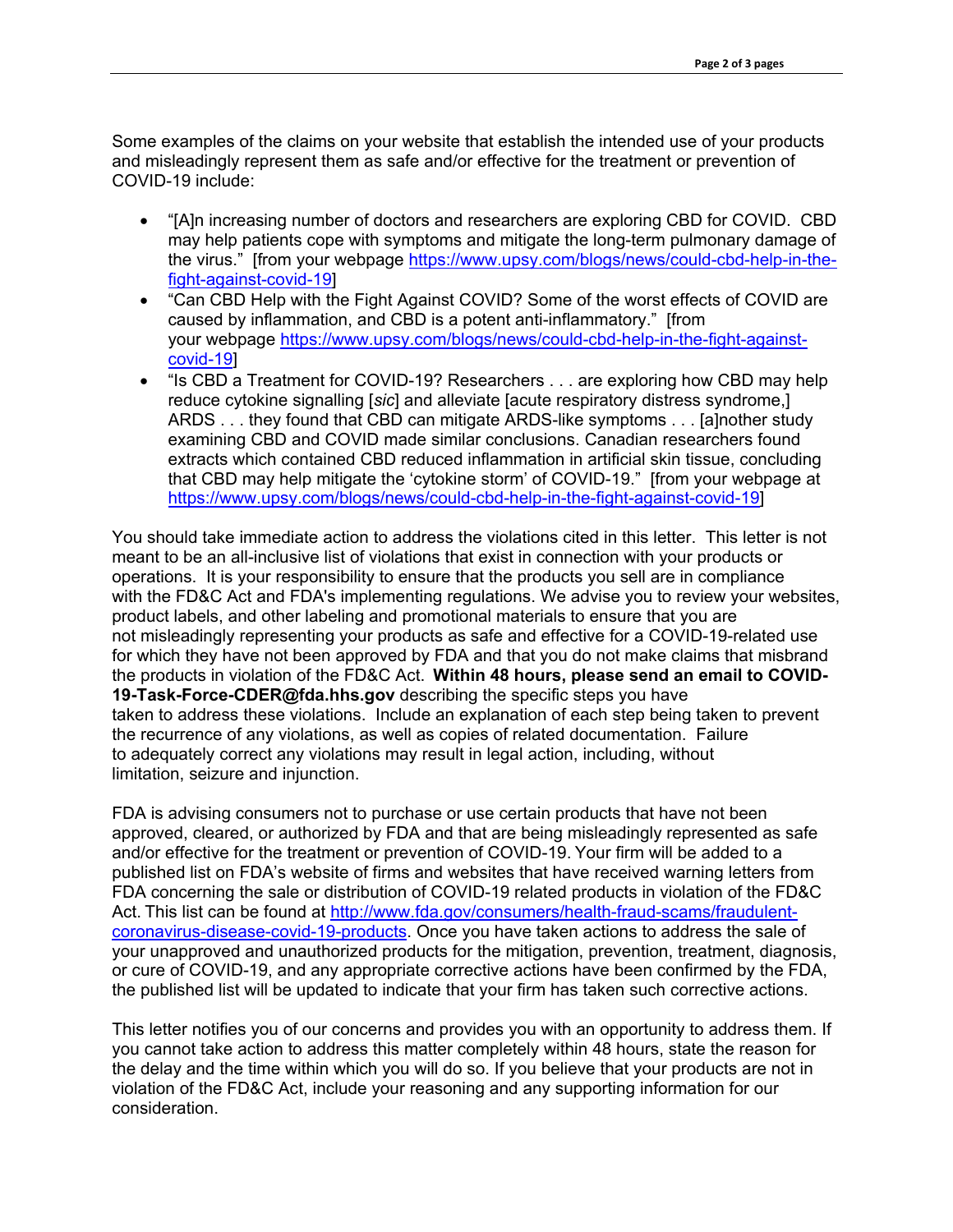Some examples of the claims on your website that establish the intended use of your products and misleadingly represent them as safe and/or effective for the treatment or prevention of COVID-19 include:

- "[A]n increasing number of doctors and researchers are exploring CBD for COVID. CBD may help patients cope with symptoms and mitigate the long-term pulmonary damage of the virus." [from your webpage https://www.upsy.com/blogs/news/could-cbd-help-in-the-fight-against-covid-19]
- "Can CBD Help with the Fight Against COVID? Some of the worst effects of COVID are caused by inflammation, and CBD is a potent anti-inflammatory." [from your webpage https://www.upsy.com/blogs/news/could-cbd-help-in-the-fight-against-covid-19]
- "Is CBD a Treatment for COVID-19? Researchers . . . are exploring how CBD may help reduce cytokine signalling [*sic*] and alleviate [acute respiratory distress syndrome,] ARDS . . . they found that CBD can mitigate ARDS-like symptoms . . . [a]nother study examining CBD and COVID made similar conclusions. Canadian researchers found extracts which contained CBD reduced inflammation in artificial skin tissue, concluding that CBD may help mitigate the 'cytokine storm' of COVID-19." [from your webpage at https://www.upsy.com/blogs/news/could-cbd-help-in-the-fight-against-covid-19]

You should take immediate action to address the violations cited in this letter. This letter is not meant to be an all-inclusive list of violations that exist in connection with your products or operations. It is your responsibility to ensure that the products you sell are in compliance with the FD&C Act and FDA's implementing regulations. We advise you to review your websites, product labels, and other labeling and promotional materials to ensure that you are not misleadingly representing your products as safe and effective for a COVID-19-related use for which they have not been approved by FDA and that you do not make claims that misbrand the products in violation of the FD&C Act. **Within 48 hours, please send an email to COVID-19-Task-Force-CDER@fda.hhs.gov** describing the specific steps you have taken to address these violations. Include an explanation of each step being taken to prevent the recurrence of any violations, as well as copies of related documentation. Failure to adequately correct any violations may result in legal action, including, without limitation, seizure and injunction.

FDA is advising consumers not to purchase or use certain products that have not been approved, cleared, or authorized by FDA and that are being misleadingly represented as safe and/or effective for the treatment or prevention of COVID-19. Your firm will be added to a published list on FDA's website of firms and websites that have received warning letters from FDA concerning the sale or distribution of COVID-19 related products in violation of the FD&C Act. This list can be found at http://www.fda.gov/consumers/health-fraud-scams/fraudulent-coronavirus-disease-covid-19-products. Once you have taken actions to address the sale of your unapproved and unauthorized products for the mitigation, prevention, treatment, diagnosis, or cure of COVID-19, and any appropriate corrective actions have been confirmed by the FDA, the published list will be updated to indicate that your firm has taken such corrective actions.

This letter notifies you of our concerns and provides you with an opportunity to address them. If you cannot take action to address this matter completely within 48 hours, state the reason for the delay and the time within which you will do so. If you believe that your products are not in violation of the FD&C Act, include your reasoning and any supporting information for our consideration.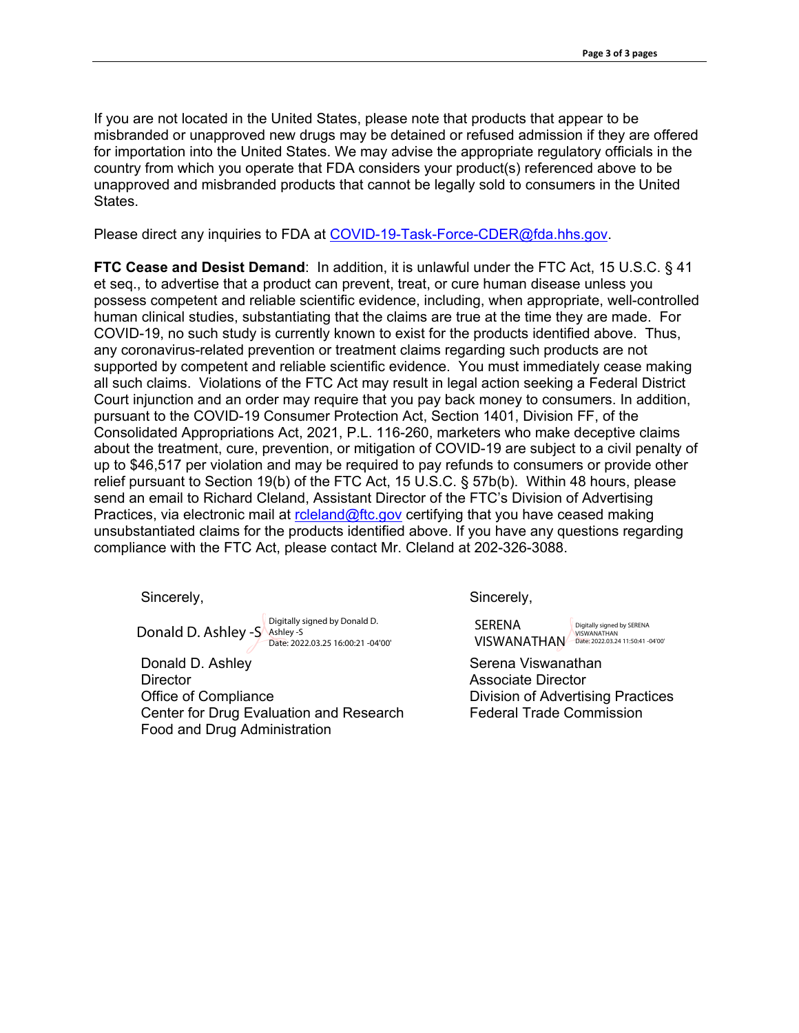If you are not located in the United States, please note that products that appear to be misbranded or unapproved new drugs may be detained or refused admission if they are offered for importation into the United States. We may advise the appropriate regulatory officials in the country from which you operate that FDA considers your product(s) referenced above to be unapproved and misbranded products that cannot be legally sold to consumers in the United States.

Please direct any inquiries to FDA at COVID-19-Task-Force-CDER@fda.hhs.gov.

**FTC Cease and Desist Demand**: In addition, it is unlawful under the FTC Act, 15 U.S.C. § 41 et seq., to advertise that a product can prevent, treat, or cure human disease unless you possess competent and reliable scientific evidence, including, when appropriate, well-controlled human clinical studies, substantiating that the claims are true at the time they are made. For COVID-19, no such study is currently known to exist for the products identified above. Thus, any coronavirus-related prevention or treatment claims regarding such products are not supported by competent and reliable scientific evidence. You must immediately cease making all such claims. Violations of the FTC Act may result in legal action seeking a Federal District Court injunction and an order may require that you pay back money to consumers. In addition, pursuant to the COVID-19 Consumer Protection Act, Section 1401, Division FF, of the Consolidated Appropriations Act, 2021, P.L. 116-260, marketers who make deceptive claims about the treatment, cure, prevention, or mitigation of COVID-19 are subject to a civil penalty of up to $46,517 per violation and may be required to pay refunds to consumers or provide other relief pursuant to Section 19(b) of the FTC Act, 15 U.S.C. § 57b(b). Within 48 hours, please send an email to Richard Cleland, Assistant Director of the FTC's Division of Advertising Practices, via electronic mail at rcleland@ftc.gov certifying that you have ceased making unsubstantiated claims for the products identified above. If you have any questions regarding compliance with the FTC Act, please contact Mr. Cleland at 202-326-3088.

Sincerely,

Donald D. Ashley -S
Digitally signed by Donald D. Ashley -S
Date: 2022.03.25 16:00:21 -04'00'

Donald D. Ashley
Director
Office of Compliance
Center for Drug Evaluation and Research
Food and Drug Administration

Sincerely,

SERENA VISWANATHAN
Digitally signed by SERENA VISWANATHAN
Date: 2022.03.24 11:50:41 -04'00'

Serena Viswanathan
Associate Director
Division of Advertising Practices
Federal Trade Commission